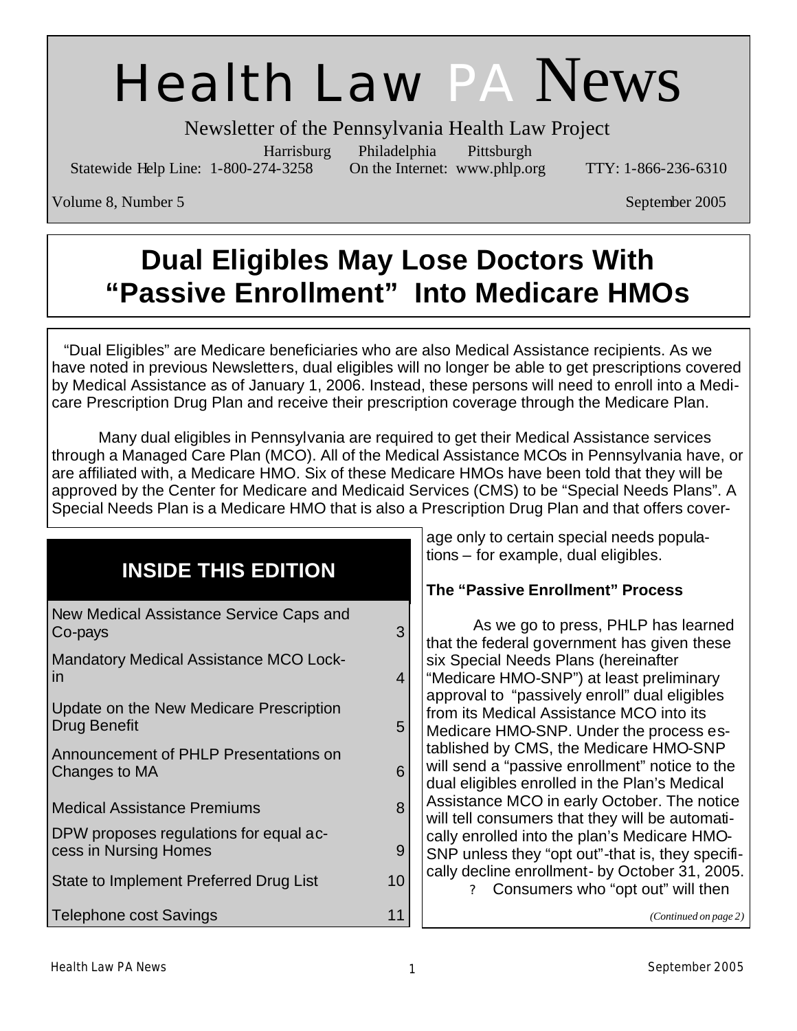# Health Law PA News

Newsletter of the Pennsylvania Health Law Project

Harrisburg Philadelphia Pittsburgh

Statewide Help Line: 1-800-274-3258 On the Internet: www.phlp.org TTY: 1-866-236-6310

Volume 8, Number 5 September 2005

## Dual Eligibles May Lose Doctors With "Passive Enrollment" Into Medicare HMOs

"Dual Eligibles" are Medicare beneficiaries who are also Medical Assistance recipients. As we have noted in previous Newsletters, dual eligibles will no longer be able to get prescriptions covered by Medical Assistance as of January 1, 2006. Instead, these persons will need to enroll into a Medicare Prescription Drug Plan and receive their prescription coverage through the Medicare Plan.

Many dual eligibles in Pennsylvania are required to get their Medical Assistance services through a Managed Care Plan (MCO). All of the Medical Assistance MCOs in Pennsylvania have, or are affiliated with, a Medicare HMO. Six of these Medicare HMOs have been told that they will be approved by the Center for Medicare and Medicaid Services (CMS) to be "Special Needs Plans". A Special Needs Plan is a Medicare HMO that is also a Prescription Drug Plan and that offers coverage only to certain special needs populations – for example, dual eligibles.

### The "Passive Enrollment" Process

As we go to press, PHLP has learned that the federal government has given these six Special Needs Plans (hereinafter "Medicare HMO-SNP") at least preliminary approval to "passively enroll" dual eligibles from its Medical Assistance MCO into its Medicare HMO-SNP. Under the process established by CMS, the Medicare HMO-SNP will send a "passive enrollment" notice to the dual eligibles enrolled in the Plan's Medical Assistance MCO in early October. The notice will tell consumers that they will be automatically enrolled into the plan's Medicare HMO-SNP unless they "opt out"-that is, they specifically decline enrollment- by October 31, 2005.

- Consumers who "opt out" will then

*(Continued on page 2)*

## INSIDE THIS EDITION

| | |
|---|---|
| New Medical Assistance Service Caps and Co-pays | 3 |
| Mandatory Medical Assistance MCO Lock-in | 4 |
| Update on the New Medicare Prescription Drug Benefit | 5 |
| Announcement of PHLP Presentations on Changes to MA | 6 |
| Medical Assistance Premiums | 8 |
| DPW proposes regulations for equal access in Nursing Homes | 9 |
| State to Implement Preferred Drug List | 10 |
| Telephone cost Savings | 11 |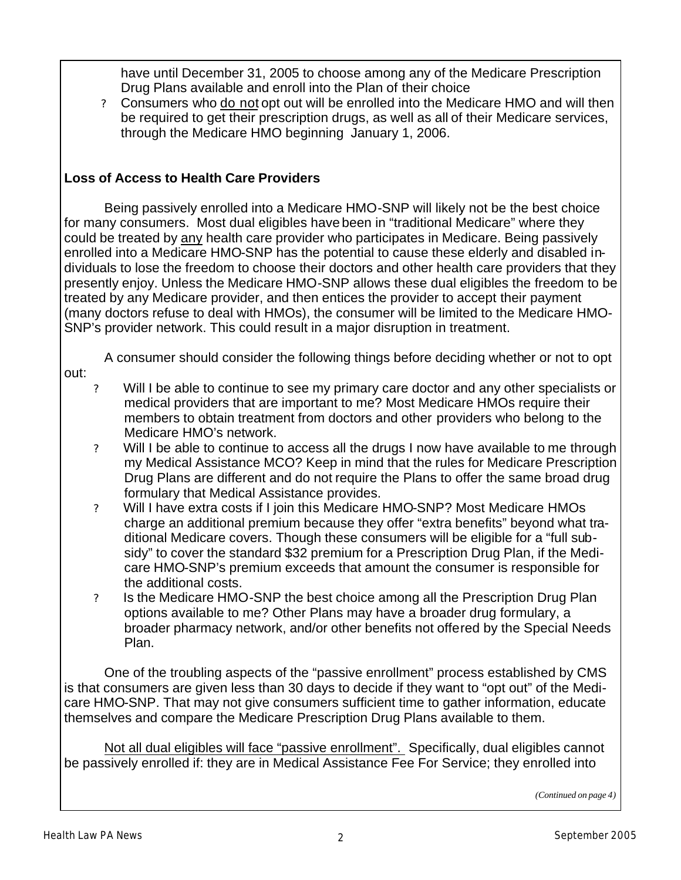have until December 31, 2005 to choose among any of the Medicare Prescription Drug Plans available and enroll into the Plan of their choice

- Consumers who do not opt out will be enrolled into the Medicare HMO and will then be required to get their prescription drugs, as well as all of their Medicare services, through the Medicare HMO beginning January 1, 2006.

**Loss of Access to Health Care Providers**

Being passively enrolled into a Medicare HMO-SNP will likely not be the best choice for many consumers. Most dual eligibles have been in "traditional Medicare" where they could be treated by any health care provider who participates in Medicare. Being passively enrolled into a Medicare HMO-SNP has the potential to cause these elderly and disabled individuals to lose the freedom to choose their doctors and other health care providers that they presently enjoy. Unless the Medicare HMO-SNP allows these dual eligibles the freedom to be treated by any Medicare provider, and then entices the provider to accept their payment (many doctors refuse to deal with HMOs), the consumer will be limited to the Medicare HMO-SNP's provider network. This could result in a major disruption in treatment.

A consumer should consider the following things before deciding whether or not to opt out:

- Will I be able to continue to see my primary care doctor and any other specialists or medical providers that are important to me? Most Medicare HMOs require their members to obtain treatment from doctors and other providers who belong to the Medicare HMO's network.
- Will I be able to continue to access all the drugs I now have available to me through my Medical Assistance MCO? Keep in mind that the rules for Medicare Prescription Drug Plans are different and do not require the Plans to offer the same broad drug formulary that Medical Assistance provides.
- Will I have extra costs if I join this Medicare HMO-SNP? Most Medicare HMOs charge an additional premium because they offer "extra benefits" beyond what traditional Medicare covers. Though these consumers will be eligible for a "full subsidy" to cover the standard $32 premium for a Prescription Drug Plan, if the Medicare HMO-SNP's premium exceeds that amount the consumer is responsible for the additional costs.
- Is the Medicare HMO-SNP the best choice among all the Prescription Drug Plan options available to me? Other Plans may have a broader drug formulary, a broader pharmacy network, and/or other benefits not offered by the Special Needs Plan.

One of the troubling aspects of the "passive enrollment" process established by CMS is that consumers are given less than 30 days to decide if they want to "opt out" of the Medicare HMO-SNP. That may not give consumers sufficient time to gather information, educate themselves and compare the Medicare Prescription Drug Plans available to them.

Not all dual eligibles will face "passive enrollment". Specifically, dual eligibles cannot be passively enrolled if: they are in Medical Assistance Fee For Service; they enrolled into

*(Continued on page 4)*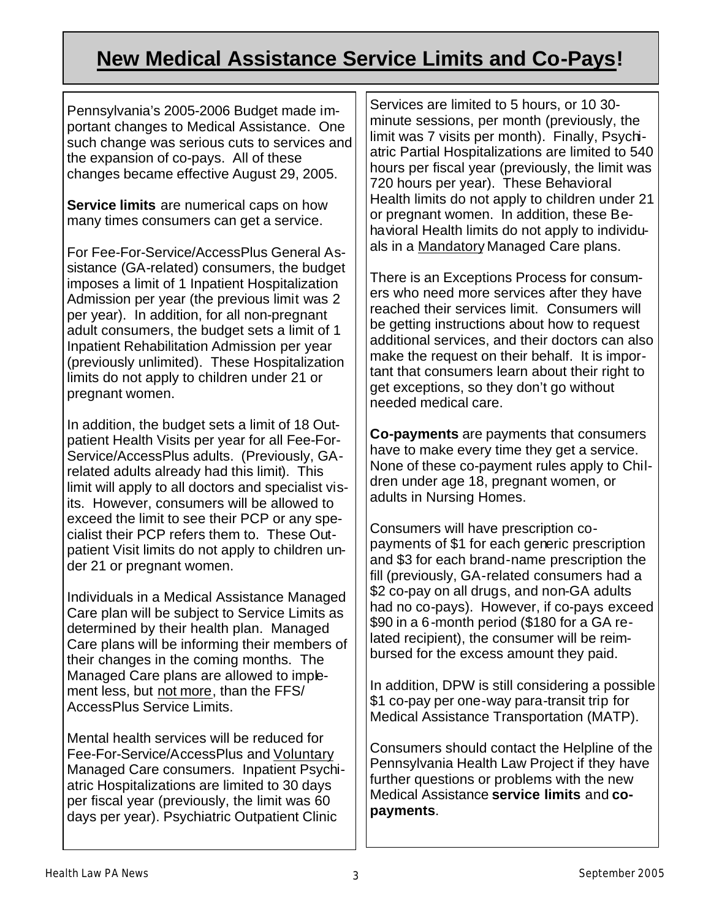# New Medical Assistance Service Limits and Co-Pays!

Pennsylvania's 2005-2006 Budget made important changes to Medical Assistance. One such change was serious cuts to services and the expansion of co-pays. All of these changes became effective August 29, 2005.

**Service limits** are numerical caps on how many times consumers can get a service.

For Fee-For-Service/AccessPlus General Assistance (GA-related) consumers, the budget imposes a limit of 1 Inpatient Hospitalization Admission per year (the previous limit was 2 per year). In addition, for all non-pregnant adult consumers, the budget sets a limit of 1 Inpatient Rehabilitation Admission per year (previously unlimited). These Hospitalization limits do not apply to children under 21 or pregnant women.

In addition, the budget sets a limit of 18 Outpatient Health Visits per year for all Fee-For-Service/AccessPlus adults. (Previously, GA-related adults already had this limit). This limit will apply to all doctors and specialist visits. However, consumers will be allowed to exceed the limit to see their PCP or any specialist their PCP refers them to. These Outpatient Visit limits do not apply to children under 21 or pregnant women.

Individuals in a Medical Assistance Managed Care plan will be subject to Service Limits as determined by their health plan. Managed Care plans will be informing their members of their changes in the coming months. The Managed Care plans are allowed to implement less, but not more, than the FFS/ AccessPlus Service Limits.

Mental health services will be reduced for Fee-For-Service/AccessPlus and Voluntary Managed Care consumers. Inpatient Psychiatric Hospitalizations are limited to 30 days per fiscal year (previously, the limit was 60 days per year). Psychiatric Outpatient Clinic Services are limited to 5 hours, or 10 30-minute sessions, per month (previously, the limit was 7 visits per month). Finally, Psychiatric Partial Hospitalizations are limited to 540 hours per fiscal year (previously, the limit was 720 hours per year). These Behavioral Health limits do not apply to children under 21 or pregnant women. In addition, these Behavioral Health limits do not apply to individuals in a Mandatory Managed Care plans.

There is an Exceptions Process for consumers who need more services after they have reached their services limit. Consumers will be getting instructions about how to request additional services, and their doctors can also make the request on their behalf. It is important that consumers learn about their right to get exceptions, so they don't go without needed medical care.

**Co-payments** are payments that consumers have to make every time they get a service. None of these co-payment rules apply to Children under age 18, pregnant women, or adults in Nursing Homes.

Consumers will have prescription co-payments of $1 for each generic prescription and $3 for each brand-name prescription the fill (previously, GA-related consumers had a $2 co-pay on all drugs, and non-GA adults had no co-pays). However, if co-pays exceed $90 in a 6-month period ($180 for a GA related recipient), the consumer will be reimbursed for the excess amount they paid.

In addition, DPW is still considering a possible $1 co-pay per one-way para-transit trip for Medical Assistance Transportation (MATP).

Consumers should contact the Helpline of the Pennsylvania Health Law Project if they have further questions or problems with the new Medical Assistance **service limits** and **co-payments**.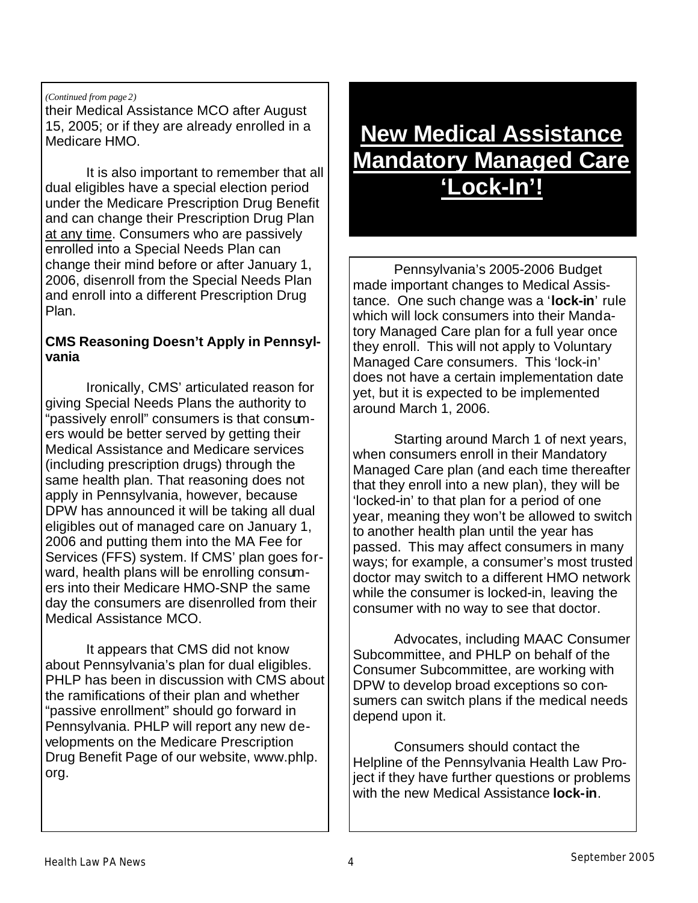*(Continued from page 2)*

their Medical Assistance MCO after August 15, 2005; or if they are already enrolled in a Medicare HMO.

It is also important to remember that all dual eligibles have a special election period under the Medicare Prescription Drug Benefit and can change their Prescription Drug Plan at any time. Consumers who are passively enrolled into a Special Needs Plan can change their mind before or after January 1, 2006, disenroll from the Special Needs Plan and enroll into a different Prescription Drug Plan.

**CMS Reasoning Doesn't Apply in Pennsylvania**

Ironically, CMS' articulated reason for giving Special Needs Plans the authority to "passively enroll" consumers is that consumers would be better served by getting their Medical Assistance and Medicare services (including prescription drugs) through the same health plan. That reasoning does not apply in Pennsylvania, however, because DPW has announced it will be taking all dual eligibles out of managed care on January 1, 2006 and putting them into the MA Fee for Services (FFS) system. If CMS' plan goes forward, health plans will be enrolling consumers into their Medicare HMO-SNP the same day the consumers are disenrolled from their Medical Assistance MCO.

It appears that CMS did not know about Pennsylvania's plan for dual eligibles. PHLP has been in discussion with CMS about the ramifications of their plan and whether "passive enrollment" should go forward in Pennsylvania. PHLP will report any new developments on the Medicare Prescription Drug Benefit Page of our website, www.phlp.org.

# New Medical Assistance Mandatory Managed Care 'Lock-In'!

Pennsylvania's 2005-2006 Budget made important changes to Medical Assistance. One such change was a '**lock-in**' rule which will lock consumers into their Mandatory Managed Care plan for a full year once they enroll. This will not apply to Voluntary Managed Care consumers. This 'lock-in' does not have a certain implementation date yet, but it is expected to be implemented around March 1, 2006.

Starting around March 1 of next years, when consumers enroll in their Mandatory Managed Care plan (and each time thereafter that they enroll into a new plan), they will be 'locked-in' to that plan for a period of one year, meaning they won't be allowed to switch to another health plan until the year has passed. This may affect consumers in many ways; for example, a consumer's most trusted doctor may switch to a different HMO network while the consumer is locked-in, leaving the consumer with no way to see that doctor.

Advocates, including MAAC Consumer Subcommittee, and PHLP on behalf of the Consumer Subcommittee, are working with DPW to develop broad exceptions so consumers can switch plans if the medical needs depend upon it.

Consumers should contact the Helpline of the Pennsylvania Health Law Project if they have further questions or problems with the new Medical Assistance **lock-in**.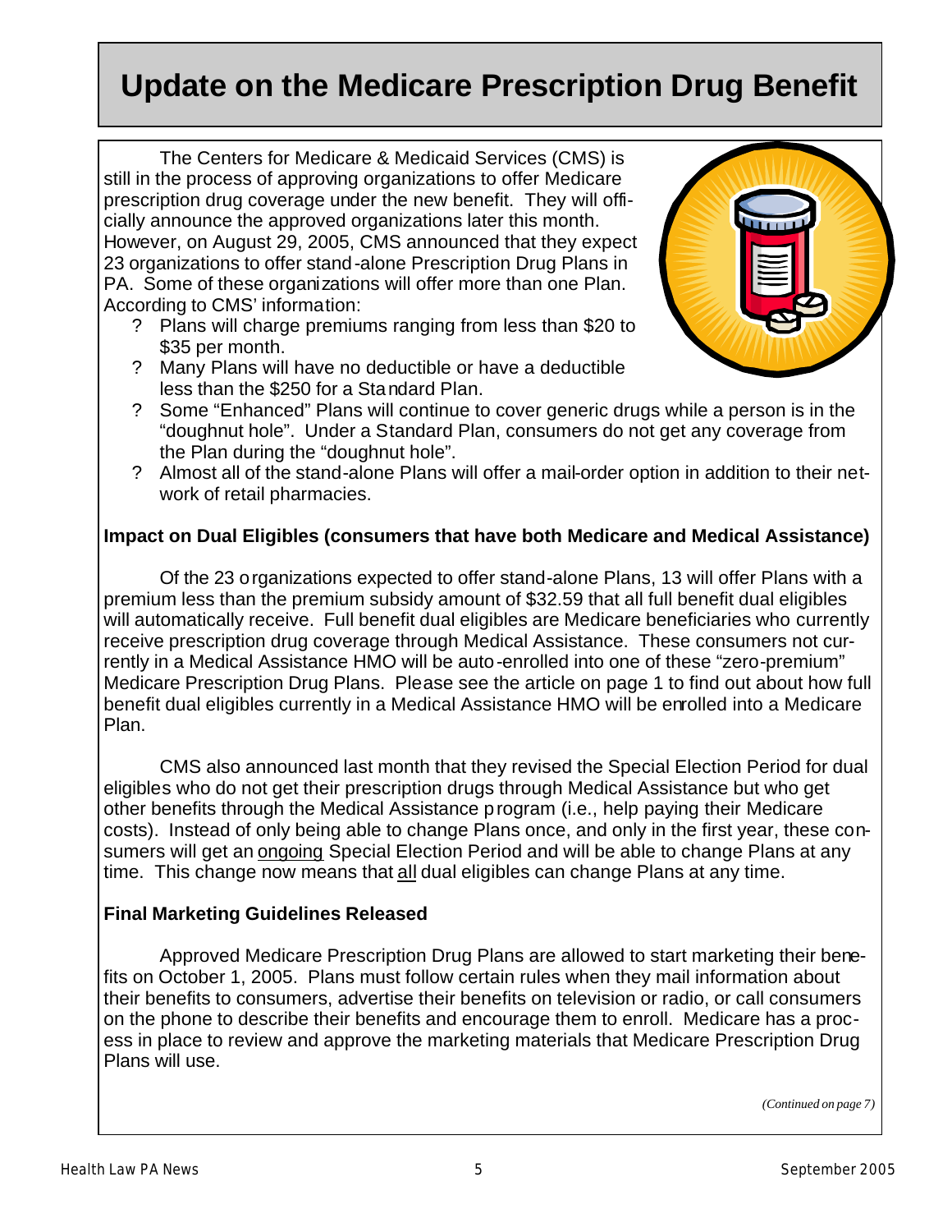# Update on the Medicare Prescription Drug Benefit

The Centers for Medicare & Medicaid Services (CMS) is still in the process of approving organizations to offer Medicare prescription drug coverage under the new benefit. They will officially announce the approved organizations later this month. However, on August 29, 2005, CMS announced that they expect 23 organizations to offer stand-alone Prescription Drug Plans in PA. Some of these organizations will offer more than one Plan. According to CMS' information:

- Plans will charge premiums ranging from less than $20 to $35 per month.
- Many Plans will have no deductible or have a deductible less than the $250 for a Standard Plan.
- Some "Enhanced" Plans will continue to cover generic drugs while a person is in the "doughnut hole". Under a Standard Plan, consumers do not get any coverage from the Plan during the "doughnut hole".
- Almost all of the stand-alone Plans will offer a mail-order option in addition to their network of retail pharmacies.

**Impact on Dual Eligibles (consumers that have both Medicare and Medical Assistance)**

Of the 23 organizations expected to offer stand-alone Plans, 13 will offer Plans with a premium less than the premium subsidy amount of $32.59 that all full benefit dual eligibles will automatically receive. Full benefit dual eligibles are Medicare beneficiaries who currently receive prescription drug coverage through Medical Assistance. These consumers not currently in a Medical Assistance HMO will be auto-enrolled into one of these "zero-premium" Medicare Prescription Drug Plans. Please see the article on page 1 to find out about how full benefit dual eligibles currently in a Medical Assistance HMO will be enrolled into a Medicare Plan.

CMS also announced last month that they revised the Special Election Period for dual eligibles who do not get their prescription drugs through Medical Assistance but who get other benefits through the Medical Assistance program (i.e., help paying their Medicare costs). Instead of only being able to change Plans once, and only in the first year, these consumers will get an <u>ongoing</u> Special Election Period and will be able to change Plans at any time. This change now means that <u>all</u> dual eligibles can change Plans at any time.

**Final Marketing Guidelines Released**

Approved Medicare Prescription Drug Plans are allowed to start marketing their benefits on October 1, 2005. Plans must follow certain rules when they mail information about their benefits to consumers, advertise their benefits on television or radio, or call consumers on the phone to describe their benefits and encourage them to enroll. Medicare has a process in place to review and approve the marketing materials that Medicare Prescription Drug Plans will use.

*(Continued on page 7)*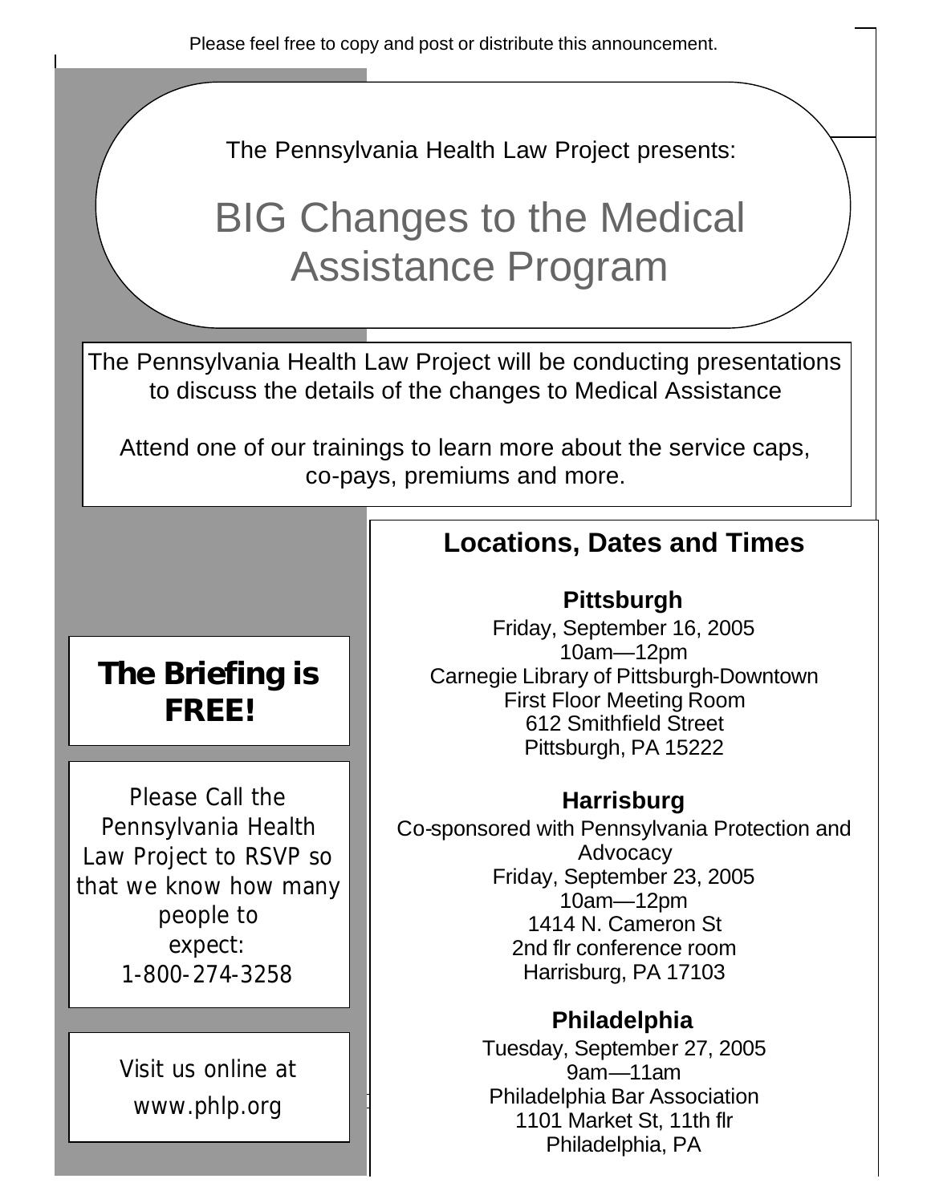Please feel free to copy and post or distribute this announcement.

The Pennsylvania Health Law Project presents:

# BIG Changes to the Medical Assistance Program

The Pennsylvania Health Law Project will be conducting presentations to discuss the details of the changes to Medical Assistance

Attend one of our trainings to learn more about the service caps, co-pays, premiums and more.

## Locations, Dates and Times

### Pittsburgh

Friday, September 16, 2005
10am—12pm
Carnegie Library of Pittsburgh-Downtown
First Floor Meeting Room
612 Smithfield Street
Pittsburgh, PA 15222

### Harrisburg

Co-sponsored with Pennsylvania Protection and Advocacy
Friday, September 23, 2005
10am—12pm
1414 N. Cameron St
2nd flr conference room
Harrisburg, PA 17103

### Philadelphia

Tuesday, September 27, 2005
9am—11am
Philadelphia Bar Association
1101 Market St, 11th flr
Philadelphia, PA

**The Briefing is FREE!**

Please Call the Pennsylvania Health Law Project to RSVP so that we know how many people to expect:
1-800-274-3258

Visit us online at
www.phlp.org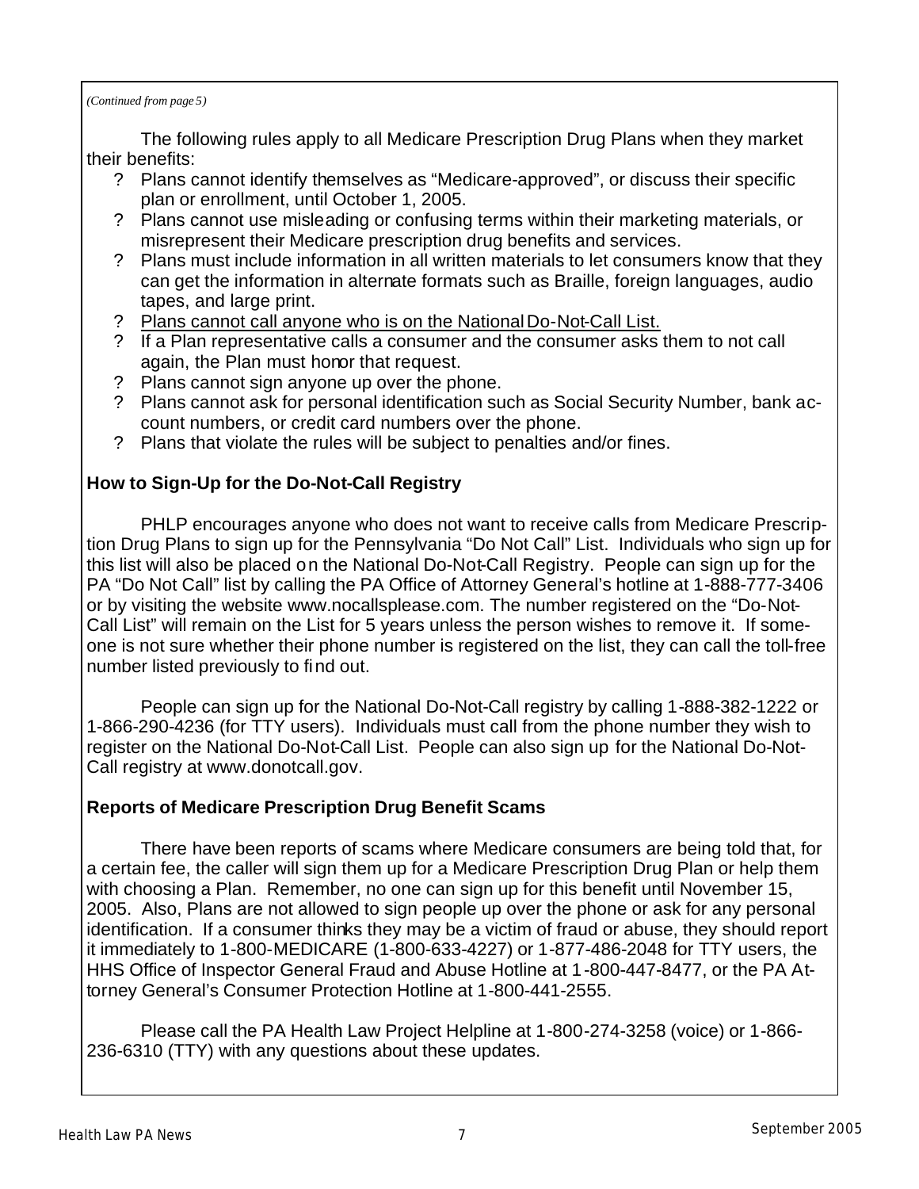*(Continued from page 5)*

The following rules apply to all Medicare Prescription Drug Plans when they market their benefits:

- Plans cannot identify themselves as "Medicare-approved", or discuss their specific plan or enrollment, until October 1, 2005.
- Plans cannot use misleading or confusing terms within their marketing materials, or misrepresent their Medicare prescription drug benefits and services.
- Plans must include information in all written materials to let consumers know that they can get the information in alternate formats such as Braille, foreign languages, audio tapes, and large print.
- <u>Plans cannot call anyone who is on the National Do-Not-Call List.</u>
- If a Plan representative calls a consumer and the consumer asks them to not call again, the Plan must honor that request.
- Plans cannot sign anyone up over the phone.
- Plans cannot ask for personal identification such as Social Security Number, bank account numbers, or credit card numbers over the phone.
- Plans that violate the rules will be subject to penalties and/or fines.

**How to Sign-Up for the Do-Not-Call Registry**

PHLP encourages anyone who does not want to receive calls from Medicare Prescription Drug Plans to sign up for the Pennsylvania "Do Not Call" List. Individuals who sign up for this list will also be placed on the National Do-Not-Call Registry. People can sign up for the PA "Do Not Call" list by calling the PA Office of Attorney General's hotline at 1-888-777-3406 or by visiting the website www.nocallsplease.com. The number registered on the "Do-Not-Call List" will remain on the List for 5 years unless the person wishes to remove it. If someone is not sure whether their phone number is registered on the list, they can call the toll-free number listed previously to find out.

People can sign up for the National Do-Not-Call registry by calling 1-888-382-1222 or 1-866-290-4236 (for TTY users). Individuals must call from the phone number they wish to register on the National Do-Not-Call List. People can also sign up for the National Do-Not-Call registry at www.donotcall.gov.

**Reports of Medicare Prescription Drug Benefit Scams**

There have been reports of scams where Medicare consumers are being told that, for a certain fee, the caller will sign them up for a Medicare Prescription Drug Plan or help them with choosing a Plan. Remember, no one can sign up for this benefit until November 15, 2005. Also, Plans are not allowed to sign people up over the phone or ask for any personal identification. If a consumer thinks they may be a victim of fraud or abuse, they should report it immediately to 1-800-MEDICARE (1-800-633-4227) or 1-877-486-2048 for TTY users, the HHS Office of Inspector General Fraud and Abuse Hotline at 1-800-447-8477, or the PA Attorney General's Consumer Protection Hotline at 1-800-441-2555.

Please call the PA Health Law Project Helpline at 1-800-274-3258 (voice) or 1-866-236-6310 (TTY) with any questions about these updates.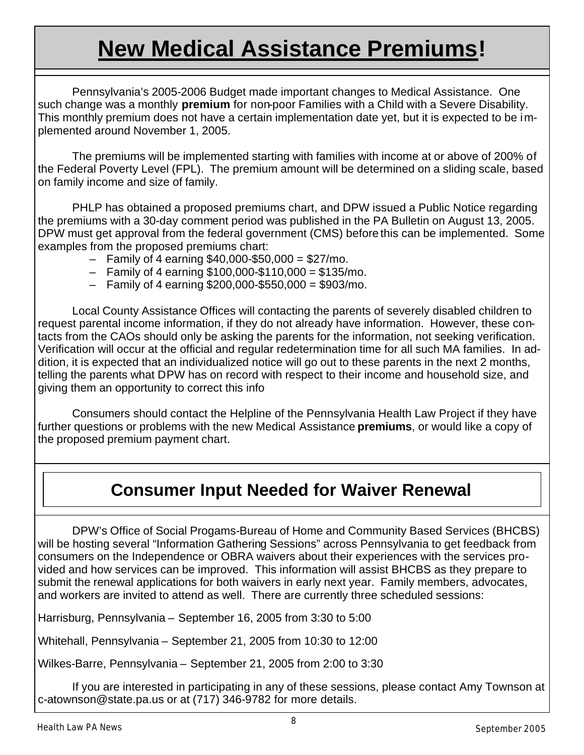# **New Medical Assistance Premiums!**

Pennsylvania's 2005-2006 Budget made important changes to Medical Assistance. One such change was a monthly **premium** for non-poor Families with a Child with a Severe Disability. This monthly premium does not have a certain implementation date yet, but it is expected to be implemented around November 1, 2005.

The premiums will be implemented starting with families with income at or above of 200% of the Federal Poverty Level (FPL). The premium amount will be determined on a sliding scale, based on family income and size of family.

PHLP has obtained a proposed premiums chart, and DPW issued a Public Notice regarding the premiums with a 30-day comment period was published in the PA Bulletin on August 13, 2005. DPW must get approval from the federal government (CMS) before this can be implemented. Some examples from the proposed premiums chart:

- Family of 4 earning $40,000-$50,000 = $27/mo.
- Family of 4 earning $100,000-$110,000 = $135/mo.
- Family of 4 earning $200,000-$550,000 = $903/mo.

Local County Assistance Offices will contacting the parents of severely disabled children to request parental income information, if they do not already have information. However, these contacts from the CAOs should only be asking the parents for the information, not seeking verification. Verification will occur at the official and regular redetermination time for all such MA families. In addition, it is expected that an individualized notice will go out to these parents in the next 2 months, telling the parents what DPW has on record with respect to their income and household size, and giving them an opportunity to correct this info

Consumers should contact the Helpline of the Pennsylvania Health Law Project if they have further questions or problems with the new Medical Assistance **premiums**, or would like a copy of the proposed premium payment chart.

## Consumer Input Needed for Waiver Renewal

DPW's Office of Social Progams-Bureau of Home and Community Based Services (BHCBS) will be hosting several "Information Gathering Sessions" across Pennsylvania to get feedback from consumers on the Independence or OBRA waivers about their experiences with the services provided and how services can be improved. This information will assist BHCBS as they prepare to submit the renewal applications for both waivers in early next year. Family members, advocates, and workers are invited to attend as well. There are currently three scheduled sessions:

Harrisburg, Pennsylvania – September 16, 2005 from 3:30 to 5:00

Whitehall, Pennsylvania – September 21, 2005 from 10:30 to 12:00

Wilkes-Barre, Pennsylvania – September 21, 2005 from 2:00 to 3:30

If you are interested in participating in any of these sessions, please contact Amy Townson at c-atownson@state.pa.us or at (717) 346-9782 for more details.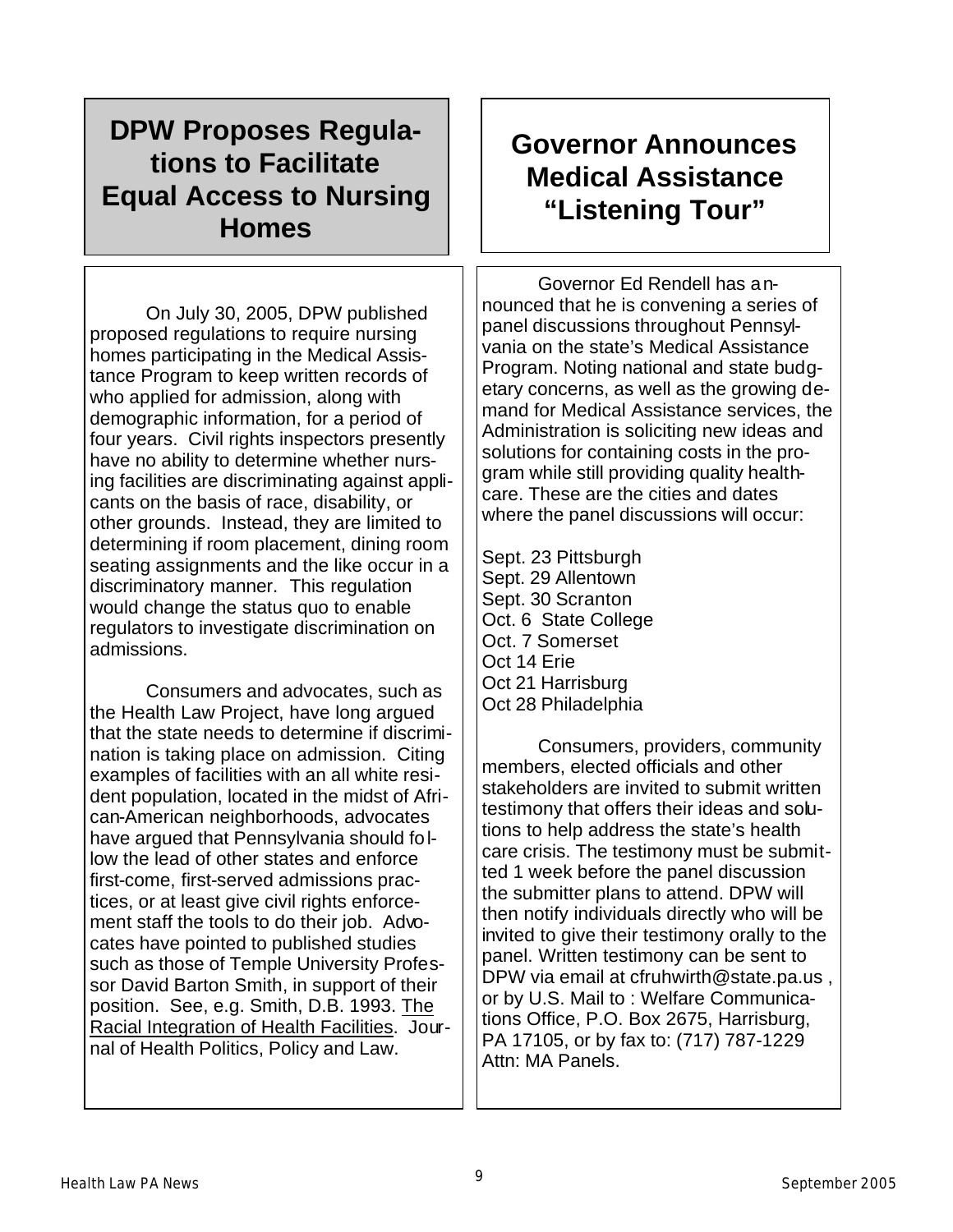## DPW Proposes Regulations to Facilitate Equal Access to Nursing Homes

On July 30, 2005, DPW published proposed regulations to require nursing homes participating in the Medical Assistance Program to keep written records of who applied for admission, along with demographic information, for a period of four years. Civil rights inspectors presently have no ability to determine whether nursing facilities are discriminating against applicants on the basis of race, disability, or other grounds. Instead, they are limited to determining if room placement, dining room seating assignments and the like occur in a discriminatory manner. This regulation would change the status quo to enable regulators to investigate discrimination on admissions.

Consumers and advocates, such as the Health Law Project, have long argued that the state needs to determine if discrimination is taking place on admission. Citing examples of facilities with an all white resident population, located in the midst of African-American neighborhoods, advocates have argued that Pennsylvania should follow the lead of other states and enforce first-come, first-served admissions practices, or at least give civil rights enforcement staff the tools to do their job. Advocates have pointed to published studies such as those of Temple University Professor David Barton Smith, in support of their position. See, e.g. Smith, D.B. 1993. The Racial Integration of Health Facilities. Journal of Health Politics, Policy and Law.

## Governor Announces Medical Assistance "Listening Tour"

Governor Ed Rendell has announced that he is convening a series of panel discussions throughout Pennsylvania on the state's Medical Assistance Program. Noting national and state budgetary concerns, as well as the growing demand for Medical Assistance services, the Administration is soliciting new ideas and solutions for containing costs in the program while still providing quality healthcare. These are the cities and dates where the panel discussions will occur:

Sept. 23 Pittsburgh  
Sept. 29 Allentown  
Sept. 30 Scranton  
Oct. 6 State College  
Oct. 7 Somerset  
Oct 14 Erie  
Oct 21 Harrisburg  
Oct 28 Philadelphia

Consumers, providers, community members, elected officials and other stakeholders are invited to submit written testimony that offers their ideas and solutions to help address the state's health care crisis. The testimony must be submitted 1 week before the panel discussion the submitter plans to attend. DPW will then notify individuals directly who will be invited to give their testimony orally to the panel. Written testimony can be sent to DPW via email at cfruhwirth@state.pa.us , or by U.S. Mail to : Welfare Communications Office, P.O. Box 2675, Harrisburg, PA 17105, or by fax to: (717) 787-1229 Attn: MA Panels.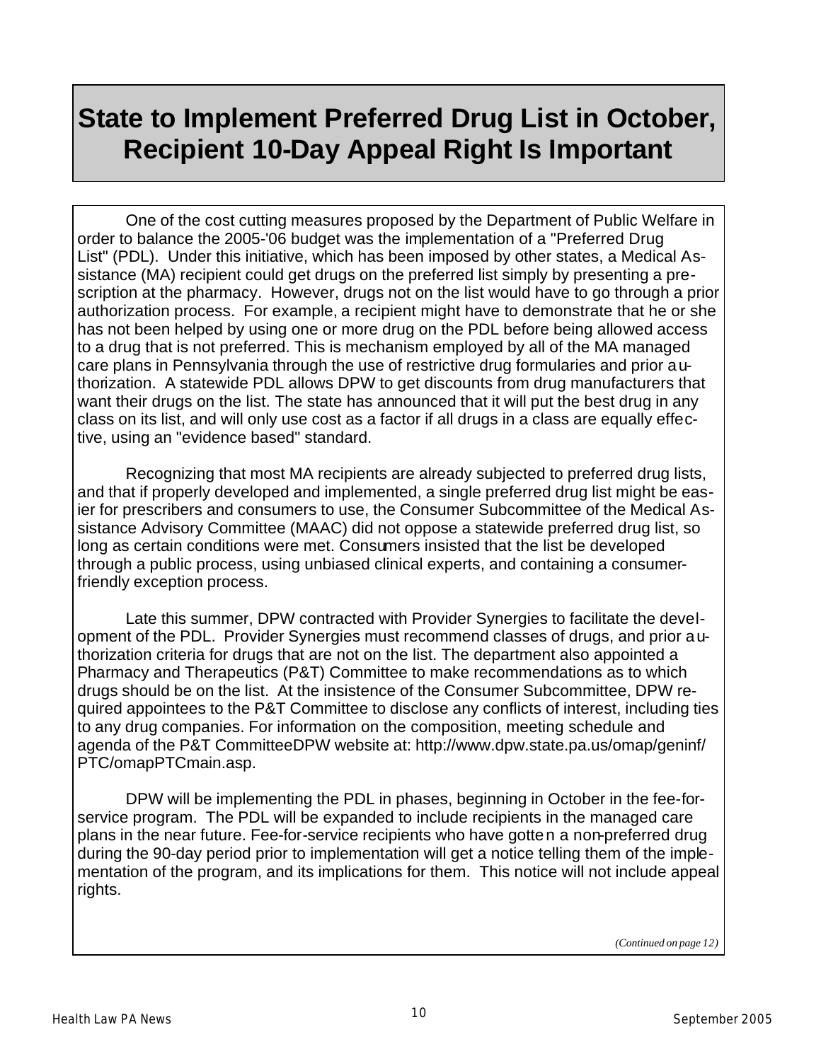# State to Implement Preferred Drug List in October, Recipient 10-Day Appeal Right Is Important

One of the cost cutting measures proposed by the Department of Public Welfare in order to balance the 2005-'06 budget was the implementation of a "Preferred Drug List" (PDL). Under this initiative, which has been imposed by other states, a Medical Assistance (MA) recipient could get drugs on the preferred list simply by presenting a prescription at the pharmacy. However, drugs not on the list would have to go through a prior authorization process. For example, a recipient might have to demonstrate that he or she has not been helped by using one or more drug on the PDL before being allowed access to a drug that is not preferred. This is mechanism employed by all of the MA managed care plans in Pennsylvania through the use of restrictive drug formularies and prior authorization. A statewide PDL allows DPW to get discounts from drug manufacturers that want their drugs on the list. The state has announced that it will put the best drug in any class on its list, and will only use cost as a factor if all drugs in a class are equally effective, using an "evidence based" standard.

Recognizing that most MA recipients are already subjected to preferred drug lists, and that if properly developed and implemented, a single preferred drug list might be easier for prescribers and consumers to use, the Consumer Subcommittee of the Medical Assistance Advisory Committee (MAAC) did not oppose a statewide preferred drug list, so long as certain conditions were met. Consumers insisted that the list be developed through a public process, using unbiased clinical experts, and containing a consumer-friendly exception process.

Late this summer, DPW contracted with Provider Synergies to facilitate the development of the PDL. Provider Synergies must recommend classes of drugs, and prior authorization criteria for drugs that are not on the list. The department also appointed a Pharmacy and Therapeutics (P&T) Committee to make recommendations as to which drugs should be on the list. At the insistence of the Consumer Subcommittee, DPW required appointees to the P&T Committee to disclose any conflicts of interest, including ties to any drug companies. For information on the composition, meeting schedule and agenda of the P&T CommitteeDPW website at: http://www.dpw.state.pa.us/omap/geninf/PTC/omapPTCmain.asp.

DPW will be implementing the PDL in phases, beginning in October in the fee-for-service program. The PDL will be expanded to include recipients in the managed care plans in the near future. Fee-for-service recipients who have gotten a non-preferred drug during the 90-day period prior to implementation will get a notice telling them of the implementation of the program, and its implications for them. This notice will not include appeal rights.

*(Continued on page 12)*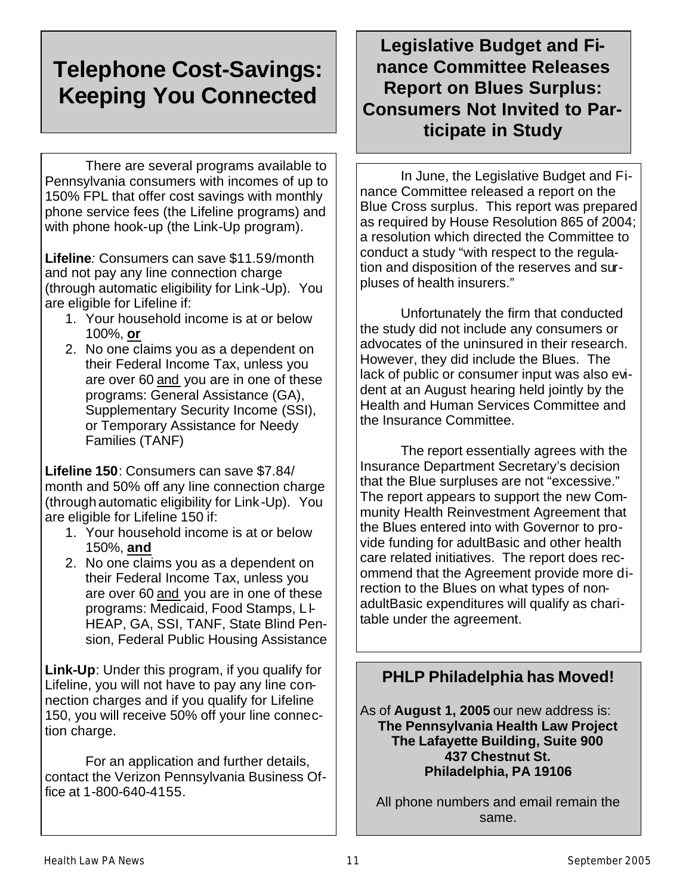# Telephone Cost-Savings: Keeping You Connected

There are several programs available to Pennsylvania consumers with incomes of up to 150% FPL that offer cost savings with monthly phone service fees (the Lifeline programs) and with phone hook-up (the Link-Up program).

**Lifeline***:* Consumers can save $11.59/month and not pay any line connection charge (through automatic eligibility for Link-Up). You are eligible for Lifeline if:

1. Your household income is at or below 100%, **or**
2. No one claims you as a dependent on their Federal Income Tax, unless you are over 60 and you are in one of these programs: General Assistance (GA), Supplementary Security Income (SSI), or Temporary Assistance for Needy Families (TANF)

**Lifeline 150**: Consumers can save $7.84/ month and 50% off any line connection charge (through automatic eligibility for Link-Up). You are eligible for Lifeline 150 if:

1. Your household income is at or below 150%, **and**
2. No one claims you as a dependent on their Federal Income Tax, unless you are over 60 and you are in one of these programs: Medicaid, Food Stamps, LI-HEAP, GA, SSI, TANF, State Blind Pension, Federal Public Housing Assistance

**Link-Up**: Under this program, if you qualify for Lifeline, you will not have to pay any line connection charges and if you qualify for Lifeline 150, you will receive 50% off your line connection charge.

For an application and further details, contact the Verizon Pennsylvania Business Office at 1-800-640-4155.

# Legislative Budget and Finance Committee Releases Report on Blues Surplus: Consumers Not Invited to Participate in Study

In June, the Legislative Budget and Finance Committee released a report on the Blue Cross surplus. This report was prepared as required by House Resolution 865 of 2004; a resolution which directed the Committee to conduct a study "with respect to the regulation and disposition of the reserves and surpluses of health insurers."

Unfortunately the firm that conducted the study did not include any consumers or advocates of the uninsured in their research. However, they did include the Blues. The lack of public or consumer input was also evident at an August hearing held jointly by the Health and Human Services Committee and the Insurance Committee.

The report essentially agrees with the Insurance Department Secretary's decision that the Blue surpluses are not "excessive." The report appears to support the new Community Health Reinvestment Agreement that the Blues entered into with Governor to provide funding for adultBasic and other health care related initiatives. The report does recommend that the Agreement provide more direction to the Blues on what types of non-adultBasic expenditures will qualify as charitable under the agreement.

## PHLP Philadelphia has Moved!

As of **August 1, 2005** our new address is:

**The Pennsylvania Health Law Project**
**The Lafayette Building, Suite 900**
**437 Chestnut St.**
**Philadelphia, PA 19106**

All phone numbers and email remain the same.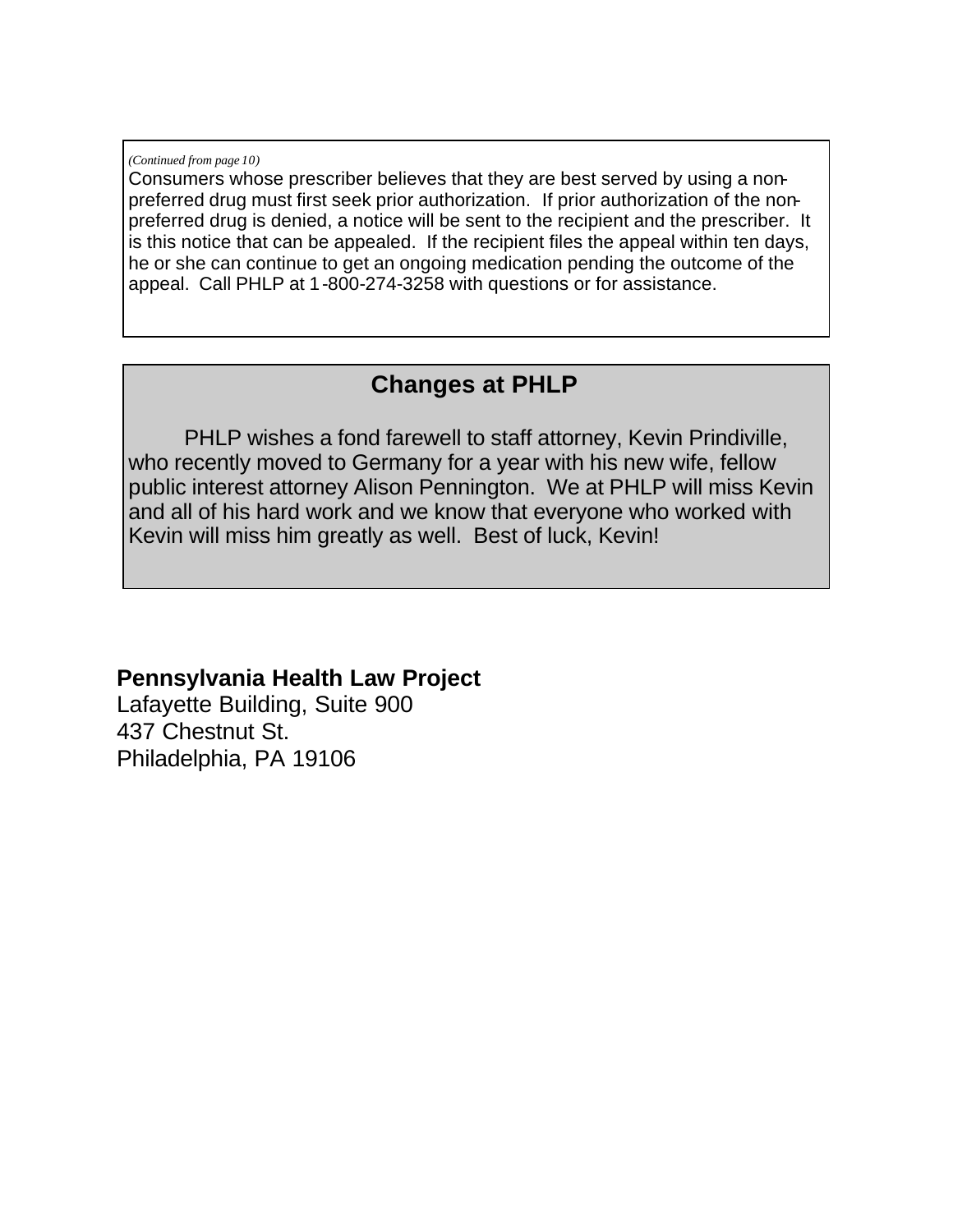*(Continued from page 10)*

Consumers whose prescriber believes that they are best served by using a non-preferred drug must first seek prior authorization. If prior authorization of the non-preferred drug is denied, a notice will be sent to the recipient and the prescriber. It is this notice that can be appealed. If the recipient files the appeal within ten days, he or she can continue to get an ongoing medication pending the outcome of the appeal. Call PHLP at 1-800-274-3258 with questions or for assistance.

## Changes at PHLP

PHLP wishes a fond farewell to staff attorney, Kevin Prindiville, who recently moved to Germany for a year with his new wife, fellow public interest attorney Alison Pennington. We at PHLP will miss Kevin and all of his hard work and we know that everyone who worked with Kevin will miss him greatly as well. Best of luck, Kevin!

**Pennsylvania Health Law Project**
Lafayette Building, Suite 900
437 Chestnut St.
Philadelphia, PA 19106